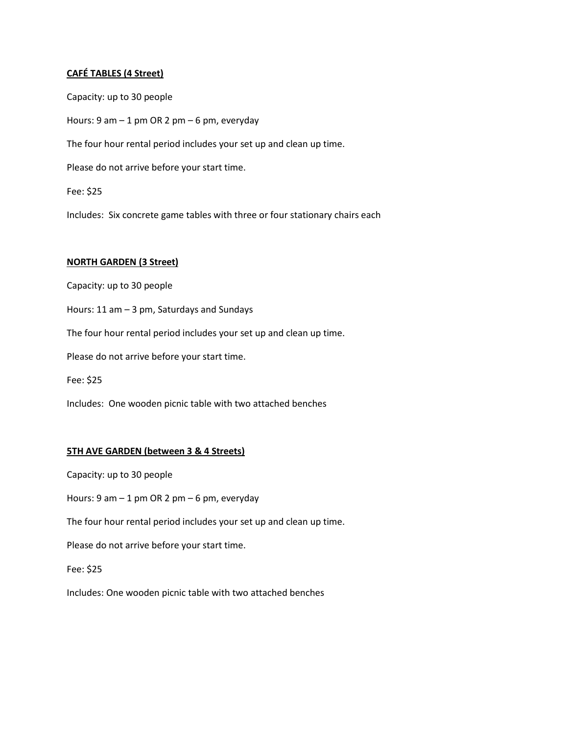**<u>CAFÉ TABLES (4 Street)</u>**

Capacity: up to 30 people

Hours: 9 am – 1 pm OR 2 pm – 6 pm, everyday

The four hour rental period includes your set up and clean up time.

Please do not arrive before your start time.

Fee: $25

Includes: Six concrete game tables with three or four stationary chairs each

**<u>NORTH GARDEN (3 Street)</u>**

Capacity: up to 30 people

Hours: 11 am – 3 pm, Saturdays and Sundays

The four hour rental period includes your set up and clean up time.

Please do not arrive before your start time.

Fee: $25

Includes: One wooden picnic table with two attached benches

**<u>5TH AVE GARDEN (between 3 & 4 Streets)</u>**

Capacity: up to 30 people

Hours: 9 am – 1 pm OR 2 pm – 6 pm, everyday

The four hour rental period includes your set up and clean up time.

Please do not arrive before your start time.

Fee: $25

Includes: One wooden picnic table with two attached benches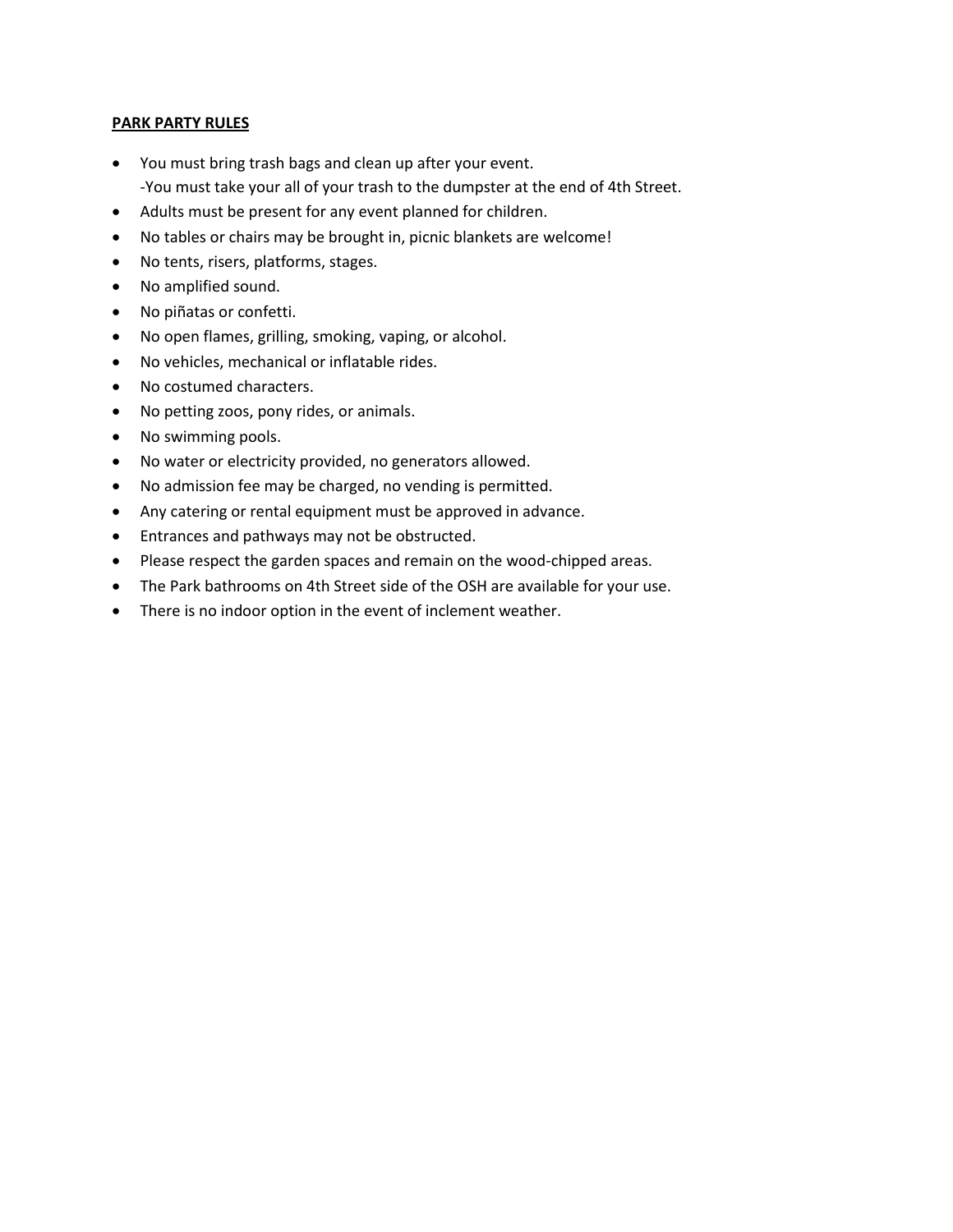**PARK PARTY RULES**

- You must bring trash bags and clean up after your event.
  -You must take your all of your trash to the dumpster at the end of 4th Street.
- Adults must be present for any event planned for children.
- No tables or chairs may be brought in, picnic blankets are welcome!
- No tents, risers, platforms, stages.
- No amplified sound.
- No piñatas or confetti.
- No open flames, grilling, smoking, vaping, or alcohol.
- No vehicles, mechanical or inflatable rides.
- No costumed characters.
- No petting zoos, pony rides, or animals.
- No swimming pools.
- No water or electricity provided, no generators allowed.
- No admission fee may be charged, no vending is permitted.
- Any catering or rental equipment must be approved in advance.
- Entrances and pathways may not be obstructed.
- Please respect the garden spaces and remain on the wood-chipped areas.
- The Park bathrooms on 4th Street side of the OSH are available for your use.
- There is no indoor option in the event of inclement weather.